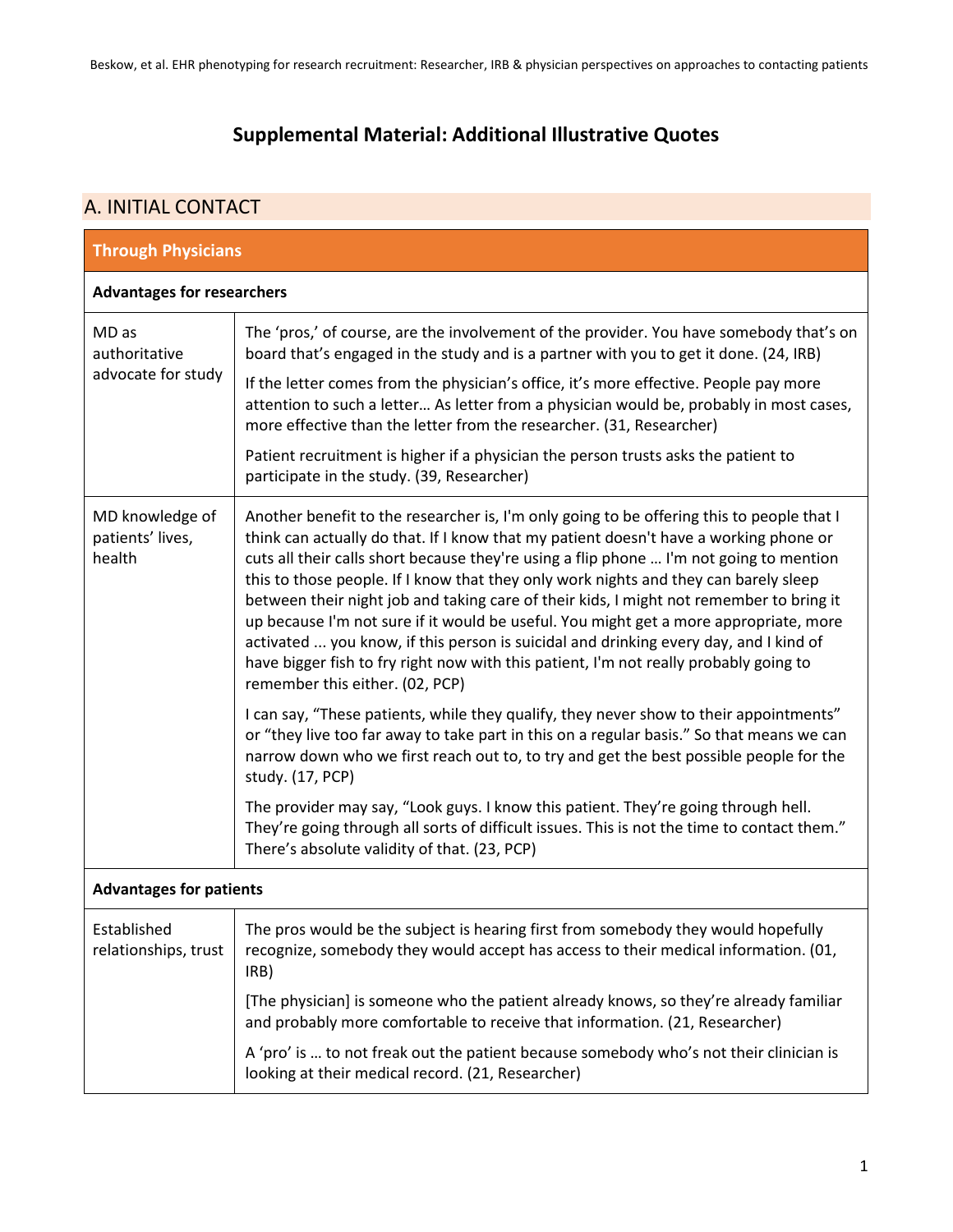# Supplemental Material: Additional Illustrative Quotes

## A. INITIAL CONTACT

| Through Physicians | |
|---|---|
| **Advantages for researchers** | |
| MD as authoritative advocate for study | The 'pros,' of course, are the involvement of the provider. You have somebody that's on board that's engaged in the study and is a partner with you to get it done. (24, IRB)<br><br>If the letter comes from the physician's office, it's more effective. People pay more attention to such a letter… As letter from a physician would be, probably in most cases, more effective than the letter from the researcher. (31, Researcher)<br><br>Patient recruitment is higher if a physician the person trusts asks the patient to participate in the study. (39, Researcher) |
| MD knowledge of patients' lives, health | Another benefit to the researcher is, I'm only going to be offering this to people that I think can actually do that. If I know that my patient doesn't have a working phone or cuts all their calls short because they're using a flip phone … I'm not going to mention this to those people. If I know that they only work nights and they can barely sleep between their night job and taking care of their kids, I might not remember to bring it up because I'm not sure if it would be useful. You might get a more appropriate, more activated ... you know, if this person is suicidal and drinking every day, and I kind of have bigger fish to fry right now with this patient, I'm not really probably going to remember this either. (02, PCP)<br><br>I can say, "These patients, while they qualify, they never show to their appointments" or "they live too far away to take part in this on a regular basis." So that means we can narrow down who we first reach out to, to try and get the best possible people for the study. (17, PCP)<br><br>The provider may say, "Look guys. I know this patient. They're going through hell. They're going through all sorts of difficult issues. This is not the time to contact them." There's absolute validity of that. (23, PCP) |
| **Advantages for patients** | |
| Established relationships, trust | The pros would be the subject is hearing first from somebody they would hopefully recognize, somebody they would accept has access to their medical information. (01, IRB)<br><br>[The physician] is someone who the patient already knows, so they're already familiar and probably more comfortable to receive that information. (21, Researcher)<br><br>A 'pro' is … to not freak out the patient because somebody who's not their clinician is looking at their medical record. (21, Researcher) |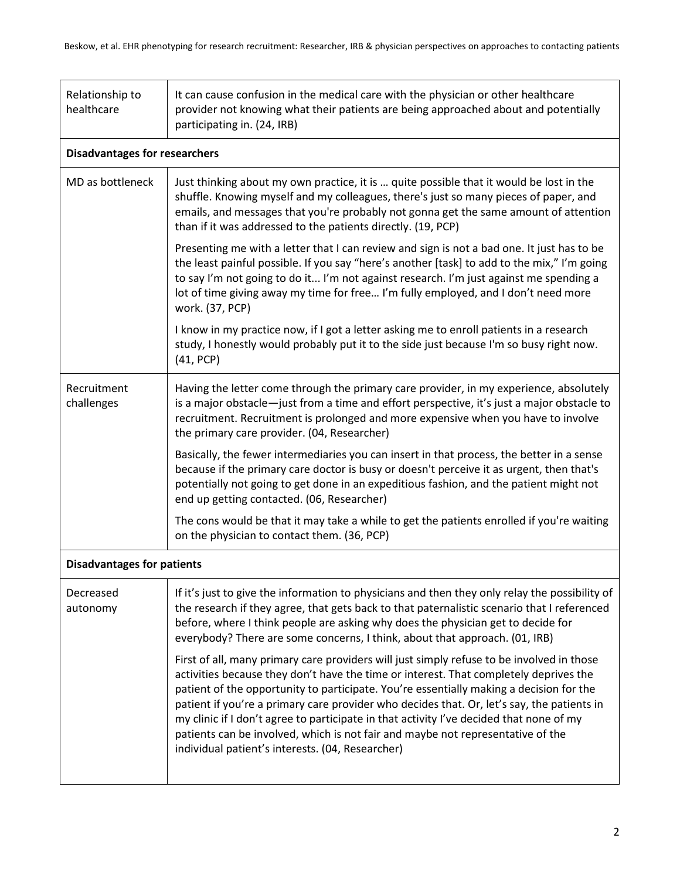| | |
|---|---|
| Relationship to healthcare | It can cause confusion in the medical care with the physician or other healthcare provider not knowing what their patients are being approached about and potentially participating in. (24, IRB) |
| **Disadvantages for researchers** | |
| MD as bottleneck | Just thinking about my own practice, it is … quite possible that it would be lost in the shuffle. Knowing myself and my colleagues, there's just so many pieces of paper, and emails, and messages that you're probably not gonna get the same amount of attention than if it was addressed to the patients directly. (19, PCP) |
| | Presenting me with a letter that I can review and sign is not a bad one. It just has to be the least painful possible. If you say "here's another [task] to add to the mix," I'm going to say I'm not going to do it... I'm not against research. I'm just against me spending a lot of time giving away my time for free… I'm fully employed, and I don't need more work. (37, PCP) |
| | I know in my practice now, if I got a letter asking me to enroll patients in a research study, I honestly would probably put it to the side just because I'm so busy right now. (41, PCP) |
| Recruitment challenges | Having the letter come through the primary care provider, in my experience, absolutely is a major obstacle—just from a time and effort perspective, it's just a major obstacle to recruitment. Recruitment is prolonged and more expensive when you have to involve the primary care provider. (04, Researcher) |
| | Basically, the fewer intermediaries you can insert in that process, the better in a sense because if the primary care doctor is busy or doesn't perceive it as urgent, then that's potentially not going to get done in an expeditious fashion, and the patient might not end up getting contacted. (06, Researcher) |
| | The cons would be that it may take a while to get the patients enrolled if you're waiting on the physician to contact them. (36, PCP) |
| **Disadvantages for patients** | |
| Decreased autonomy | If it's just to give the information to physicians and then they only relay the possibility of the research if they agree, that gets back to that paternalistic scenario that I referenced before, where I think people are asking why does the physician get to decide for everybody? There are some concerns, I think, about that approach. (01, IRB) |
| | First of all, many primary care providers will just simply refuse to be involved in those activities because they don't have the time or interest. That completely deprives the patient of the opportunity to participate. You're essentially making a decision for the patient if you're a primary care provider who decides that. Or, let's say, the patients in my clinic if I don't agree to participate in that activity I've decided that none of my patients can be involved, which is not fair and maybe not representative of the individual patient's interests. (04, Researcher) |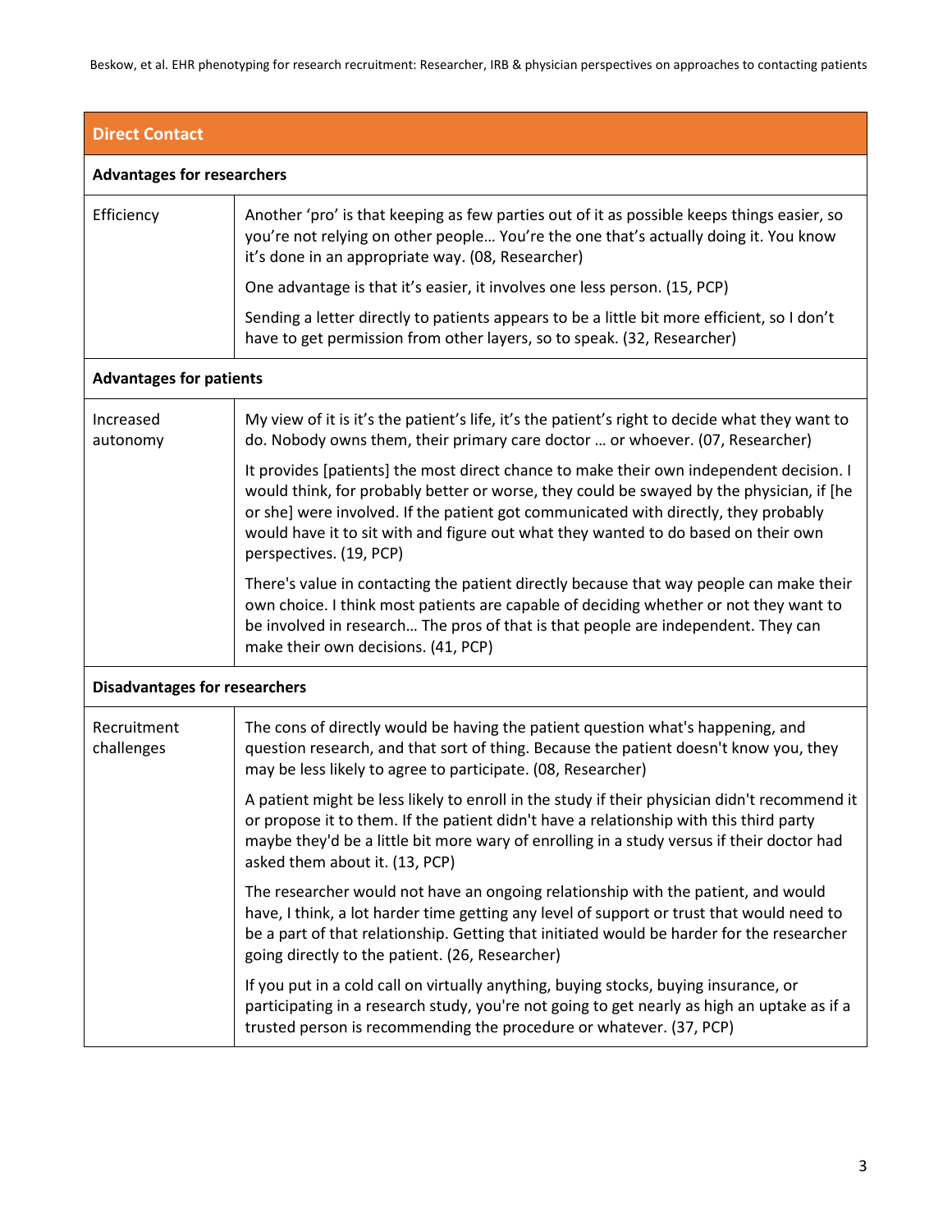| Direct Contact | |
|---|---|
| **Advantages for researchers** | |
| Efficiency | Another 'pro' is that keeping as few parties out of it as possible keeps things easier, so you're not relying on other people… You're the one that's actually doing it. You know it's done in an appropriate way. (08, Researcher) |
| | One advantage is that it's easier, it involves one less person. (15, PCP) |
| | Sending a letter directly to patients appears to be a little bit more efficient, so I don't have to get permission from other layers, so to speak. (32, Researcher) |
| **Advantages for patients** | |
| Increased autonomy | My view of it is it's the patient's life, it's the patient's right to decide what they want to do. Nobody owns them, their primary care doctor … or whoever. (07, Researcher) |
| | It provides [patients] the most direct chance to make their own independent decision. I would think, for probably better or worse, they could be swayed by the physician, if [he or she] were involved. If the patient got communicated with directly, they probably would have it to sit with and figure out what they wanted to do based on their own perspectives. (19, PCP) |
| | There's value in contacting the patient directly because that way people can make their own choice. I think most patients are capable of deciding whether or not they want to be involved in research… The pros of that is that people are independent. They can make their own decisions. (41, PCP) |
| **Disadvantages for researchers** | |
| Recruitment challenges | The cons of directly would be having the patient question what's happening, and question research, and that sort of thing. Because the patient doesn't know you, they may be less likely to agree to participate. (08, Researcher) |
| | A patient might be less likely to enroll in the study if their physician didn't recommend it or propose it to them. If the patient didn't have a relationship with this third party maybe they'd be a little bit more wary of enrolling in a study versus if their doctor had asked them about it. (13, PCP) |
| | The researcher would not have an ongoing relationship with the patient, and would have, I think, a lot harder time getting any level of support or trust that would need to be a part of that relationship. Getting that initiated would be harder for the researcher going directly to the patient. (26, Researcher) |
| | If you put in a cold call on virtually anything, buying stocks, buying insurance, or participating in a research study, you're not going to get nearly as high an uptake as if a trusted person is recommending the procedure or whatever. (37, PCP) |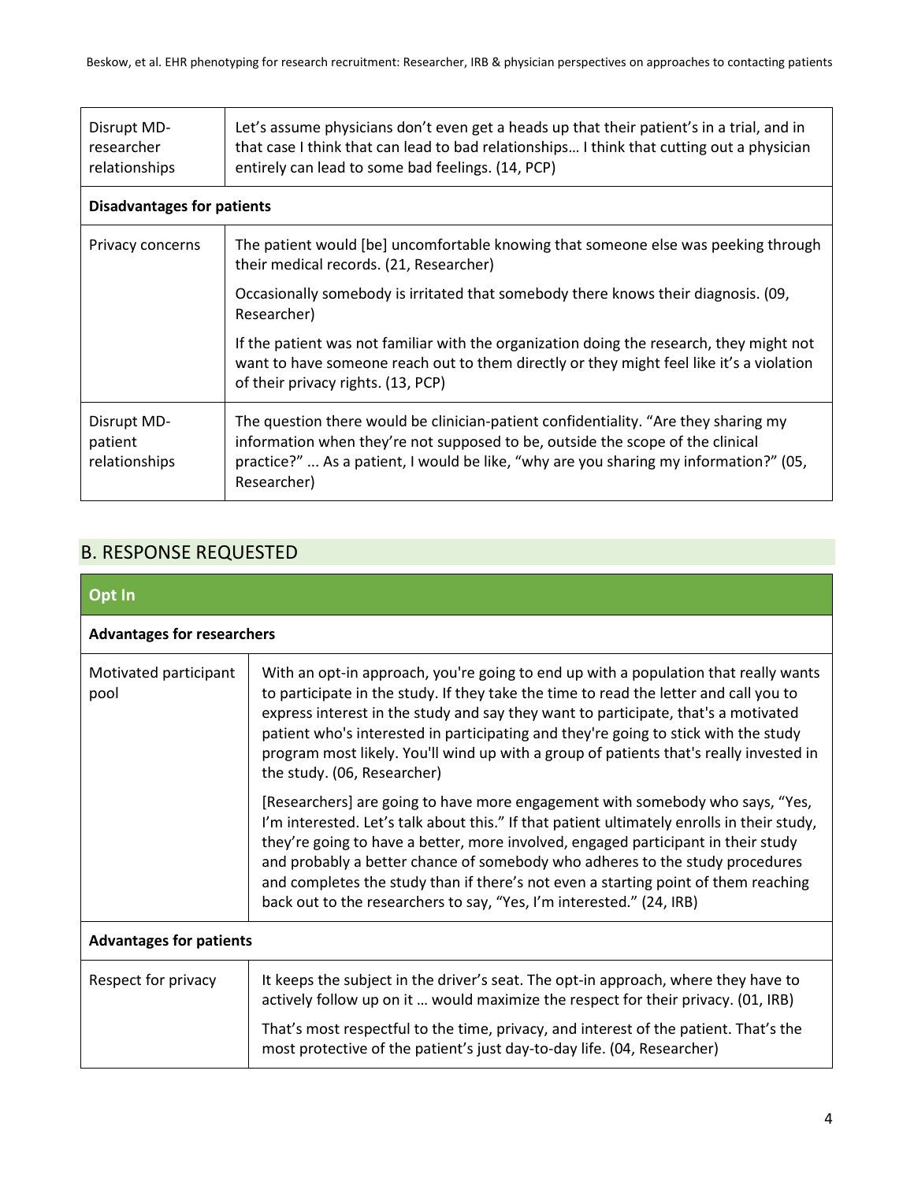| | |
|---|---|
| Disrupt MD-researcher relationships | Let's assume physicians don't even get a heads up that their patient's in a trial, and in that case I think that can lead to bad relationships… I think that cutting out a physician entirely can lead to some bad feelings. (14, PCP) |
| **Disadvantages for patients** | |
| Privacy concerns | The patient would [be] uncomfortable knowing that someone else was peeking through their medical records. (21, Researcher)<br><br>Occasionally somebody is irritated that somebody there knows their diagnosis. (09, Researcher)<br><br>If the patient was not familiar with the organization doing the research, they might not want to have someone reach out to them directly or they might feel like it's a violation of their privacy rights. (13, PCP) |
| Disrupt MD-patient relationships | The question there would be clinician-patient confidentiality. "Are they sharing my information when they're not supposed to be, outside the scope of the clinical practice?" ... As a patient, I would be like, "why are you sharing my information?" (05, Researcher) |

## B. RESPONSE REQUESTED

| **Opt In** | |
|---|---|
| **Advantages for researchers** | |
| Motivated participant pool | With an opt-in approach, you're going to end up with a population that really wants to participate in the study. If they take the time to read the letter and call you to express interest in the study and say they want to participate, that's a motivated patient who's interested in participating and they're going to stick with the study program most likely. You'll wind up with a group of patients that's really invested in the study. (06, Researcher)<br><br>[Researchers] are going to have more engagement with somebody who says, "Yes, I'm interested. Let's talk about this." If that patient ultimately enrolls in their study, they're going to have a better, more involved, engaged participant in their study and probably a better chance of somebody who adheres to the study procedures and completes the study than if there's not even a starting point of them reaching back out to the researchers to say, "Yes, I'm interested." (24, IRB) |
| **Advantages for patients** | |
| Respect for privacy | It keeps the subject in the driver's seat. The opt-in approach, where they have to actively follow up on it … would maximize the respect for their privacy. (01, IRB)<br><br>That's most respectful to the time, privacy, and interest of the patient. That's the most protective of the patient's just day-to-day life. (04, Researcher) |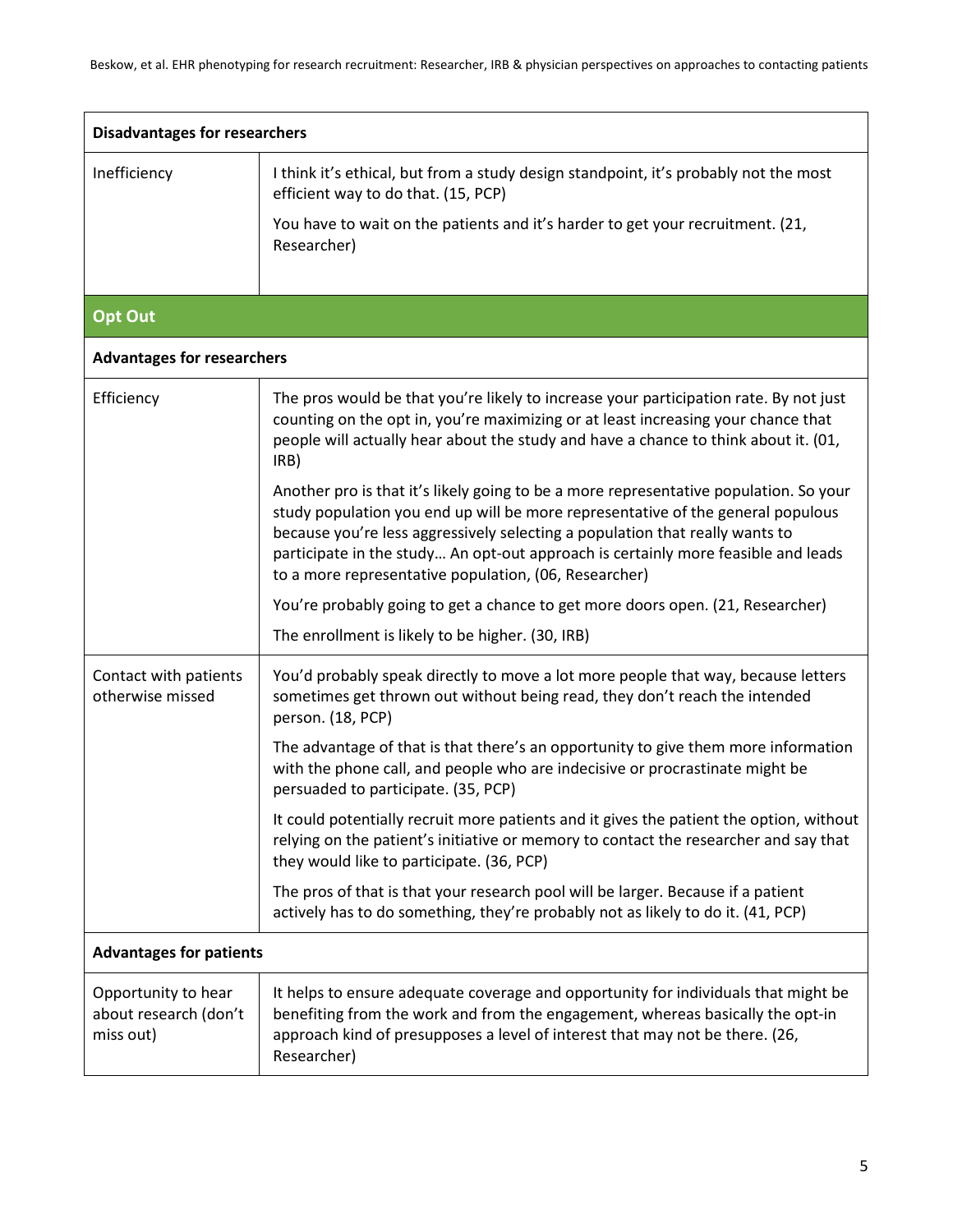| Disadvantages for researchers | |
|---|---|
| Inefficiency | I think it's ethical, but from a study design standpoint, it's probably not the most efficient way to do that. (15, PCP)<br><br>You have to wait on the patients and it's harder to get your recruitment. (21, Researcher) |
| **Opt Out** | |
| **Advantages for researchers** | |
| Efficiency | The pros would be that you're likely to increase your participation rate. By not just counting on the opt in, you're maximizing or at least increasing your chance that people will actually hear about the study and have a chance to think about it. (01, IRB)<br><br>Another pro is that it's likely going to be a more representative population. So your study population you end up will be more representative of the general populous because you're less aggressively selecting a population that really wants to participate in the study… An opt-out approach is certainly more feasible and leads to a more representative population, (06, Researcher)<br><br>You're probably going to get a chance to get more doors open. (21, Researcher)<br><br>The enrollment is likely to be higher. (30, IRB) |
| Contact with patients otherwise missed | You'd probably speak directly to move a lot more people that way, because letters sometimes get thrown out without being read, they don't reach the intended person. (18, PCP)<br><br>The advantage of that is that there's an opportunity to give them more information with the phone call, and people who are indecisive or procrastinate might be persuaded to participate. (35, PCP)<br><br>It could potentially recruit more patients and it gives the patient the option, without relying on the patient's initiative or memory to contact the researcher and say that they would like to participate. (36, PCP)<br><br>The pros of that is that your research pool will be larger. Because if a patient actively has to do something, they're probably not as likely to do it. (41, PCP) |
| **Advantages for patients** | |
| Opportunity to hear about research (don't miss out) | It helps to ensure adequate coverage and opportunity for individuals that might be benefiting from the work and from the engagement, whereas basically the opt-in approach kind of presupposes a level of interest that may not be there. (26, Researcher) |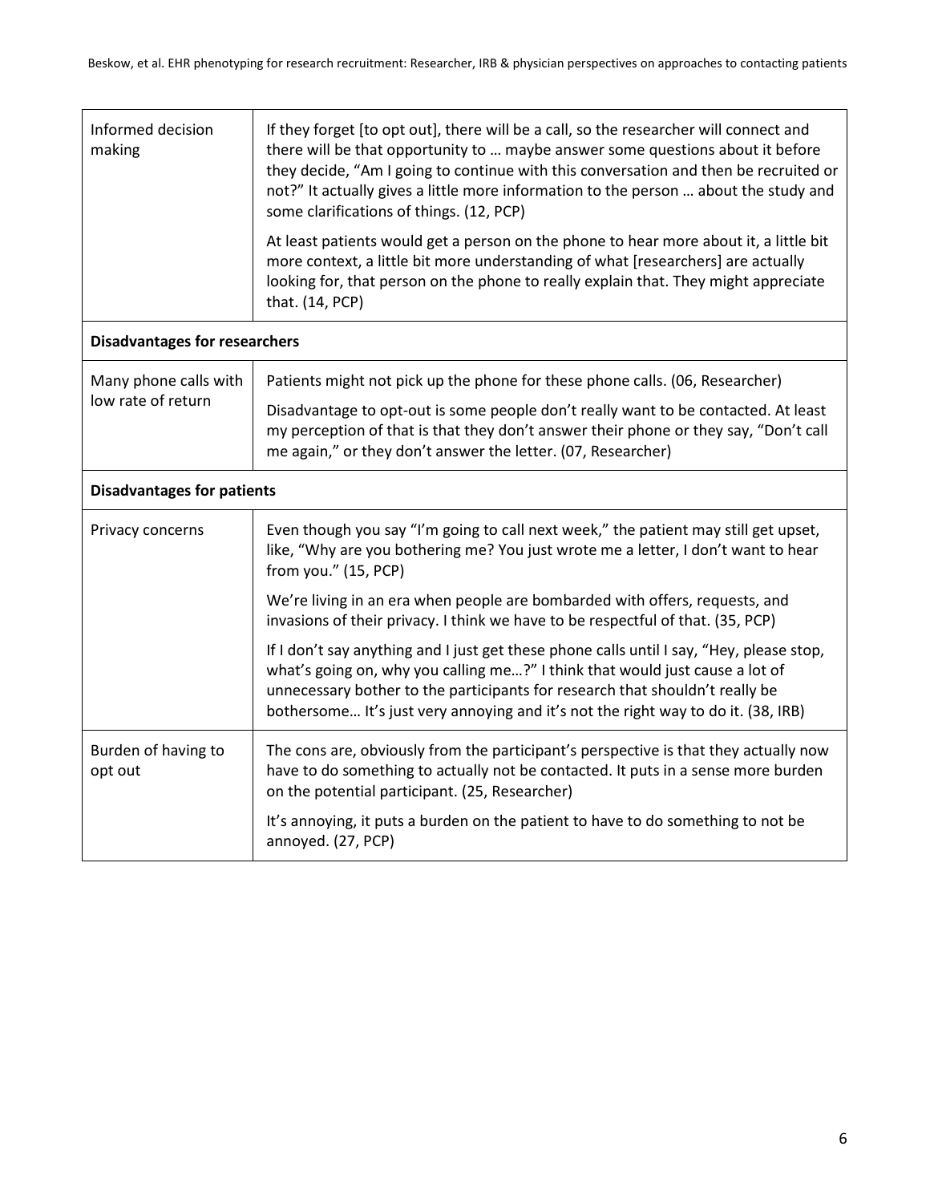| | |
|---|---|
| Informed decision making | If they forget [to opt out], there will be a call, so the researcher will connect and there will be that opportunity to … maybe answer some questions about it before they decide, "Am I going to continue with this conversation and then be recruited or not?" It actually gives a little more information to the person … about the study and some clarifications of things. (12, PCP) |
| | At least patients would get a person on the phone to hear more about it, a little bit more context, a little bit more understanding of what [researchers] are actually looking for, that person on the phone to really explain that. They might appreciate that. (14, PCP) |
| **Disadvantages for researchers** | |
| Many phone calls with low rate of return | Patients might not pick up the phone for these phone calls. (06, Researcher) |
| | Disadvantage to opt-out is some people don't really want to be contacted. At least my perception of that is that they don't answer their phone or they say, "Don't call me again," or they don't answer the letter. (07, Researcher) |
| **Disadvantages for patients** | |
| Privacy concerns | Even though you say "I'm going to call next week," the patient may still get upset, like, "Why are you bothering me? You just wrote me a letter, I don't want to hear from you." (15, PCP) |
| | We're living in an era when people are bombarded with offers, requests, and invasions of their privacy. I think we have to be respectful of that. (35, PCP) |
| | If I don't say anything and I just get these phone calls until I say, "Hey, please stop, what's going on, why you calling me…?" I think that would just cause a lot of unnecessary bother to the participants for research that shouldn't really be bothersome… It's just very annoying and it's not the right way to do it. (38, IRB) |
| Burden of having to opt out | The cons are, obviously from the participant's perspective is that they actually now have to do something to actually not be contacted. It puts in a sense more burden on the potential participant. (25, Researcher) |
| | It's annoying, it puts a burden on the patient to have to do something to not be annoyed. (27, PCP) |